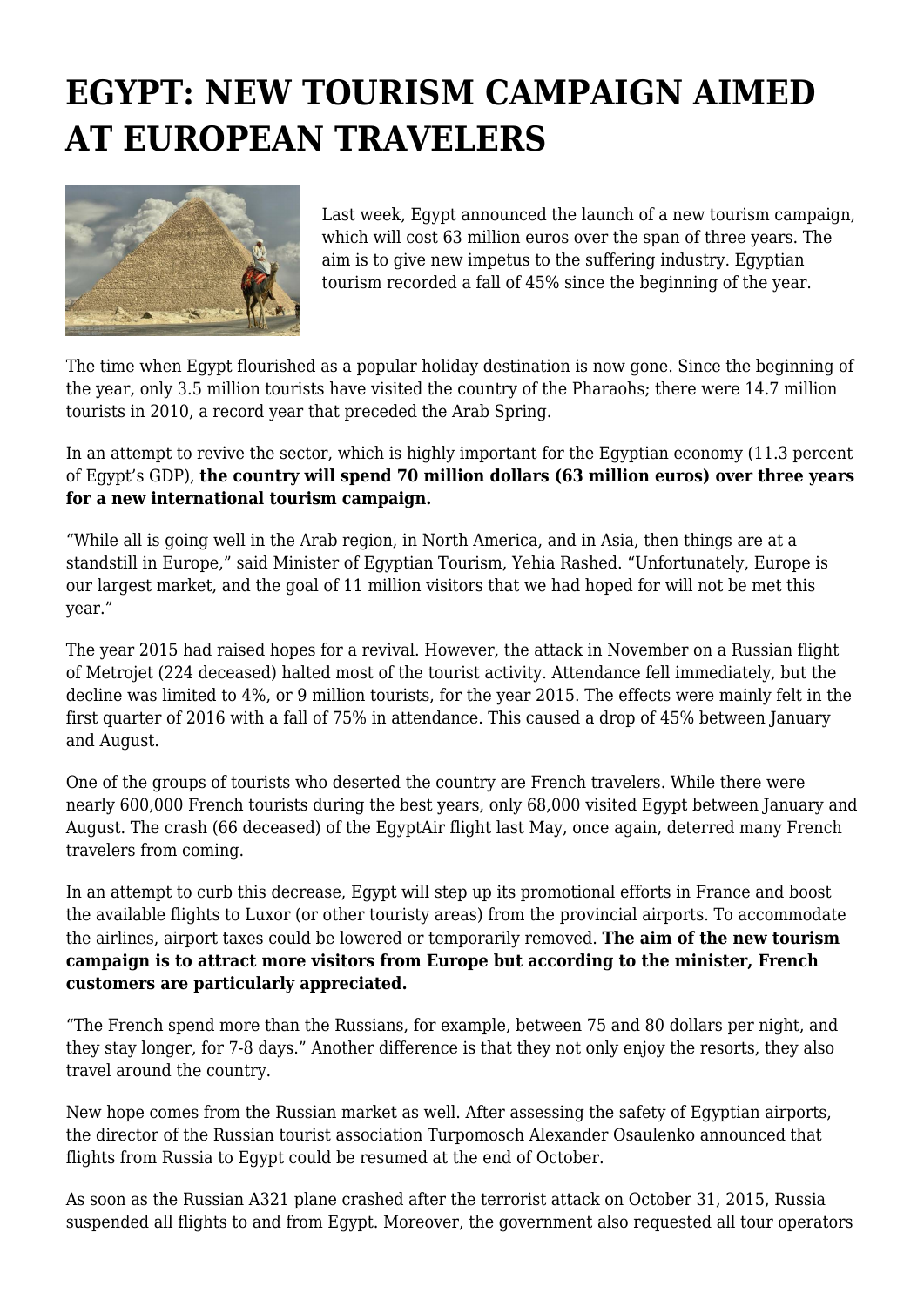# EGYPT: NEW TOURISM CAMPAIGN AIMED AT EUROPEAN TRAVELERS

Last week, Egypt announced the launch of a new tourism campaign, which will cost 63 million euros over the span of three years. The aim is to give new impetus to the suffering industry. Egyptian tourism recorded a fall of 45% since the beginning of the year.

The time when Egypt flourished as a popular holiday destination is now gone. Since the beginning of the year, only 3.5 million tourists have visited the country of the Pharaohs; there were 14.7 million tourists in 2010, a record year that preceded the Arab Spring.

In an attempt to revive the sector, which is highly important for the Egyptian economy (11.3 percent of Egypt's GDP), **the country will spend 70 million dollars (63 million euros) over three years for a new international tourism campaign.**

"While all is going well in the Arab region, in North America, and in Asia, then things are at a standstill in Europe," said Minister of Egyptian Tourism, Yehia Rashed. "Unfortunately, Europe is our largest market, and the goal of 11 million visitors that we had hoped for will not be met this year."

The year 2015 had raised hopes for a revival. However, the attack in November on a Russian flight of Metrojet (224 deceased) halted most of the tourist activity. Attendance fell immediately, but the decline was limited to 4%, or 9 million tourists, for the year 2015. The effects were mainly felt in the first quarter of 2016 with a fall of 75% in attendance. This caused a drop of 45% between January and August.

One of the groups of tourists who deserted the country are French travelers. While there were nearly 600,000 French tourists during the best years, only 68,000 visited Egypt between January and August. The crash (66 deceased) of the EgyptAir flight last May, once again, deterred many French travelers from coming.

In an attempt to curb this decrease, Egypt will step up its promotional efforts in France and boost the available flights to Luxor (or other touristy areas) from the provincial airports. To accommodate the airlines, airport taxes could be lowered or temporarily removed. **The aim of the new tourism campaign is to attract more visitors from Europe but according to the minister, French customers are particularly appreciated.**

"The French spend more than the Russians, for example, between 75 and 80 dollars per night, and they stay longer, for 7-8 days." Another difference is that they not only enjoy the resorts, they also travel around the country.

New hope comes from the Russian market as well. After assessing the safety of Egyptian airports, the director of the Russian tourist association Turpomosch Alexander Osaulenko announced that flights from Russia to Egypt could be resumed at the end of October.

As soon as the Russian A321 plane crashed after the terrorist attack on October 31, 2015, Russia suspended all flights to and from Egypt. Moreover, the government also requested all tour operators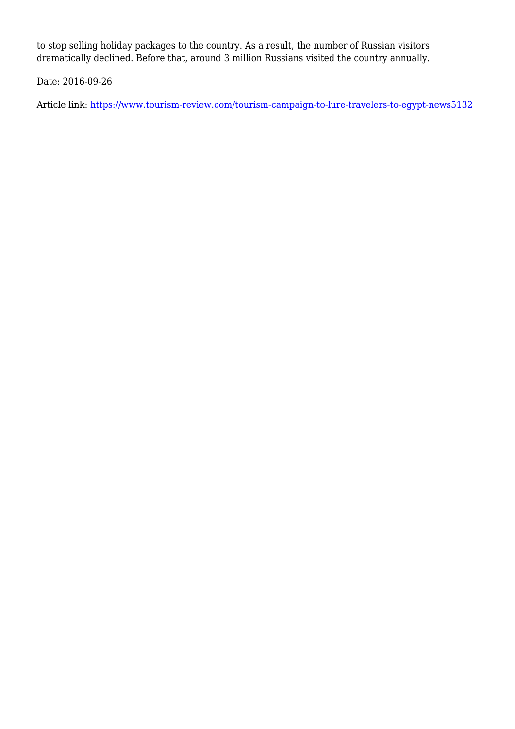to stop selling holiday packages to the country. As a result, the number of Russian visitors dramatically declined. Before that, around 3 million Russians visited the country annually.

Date: 2016-09-26

Article link: [https://www.tourism-review.com/tourism-campaign-to-lure-travelers-to-egypt-news5132](https://www.tourism-review.com/tourism-campaign-to-lure-travelers-to-egypt-news5132)